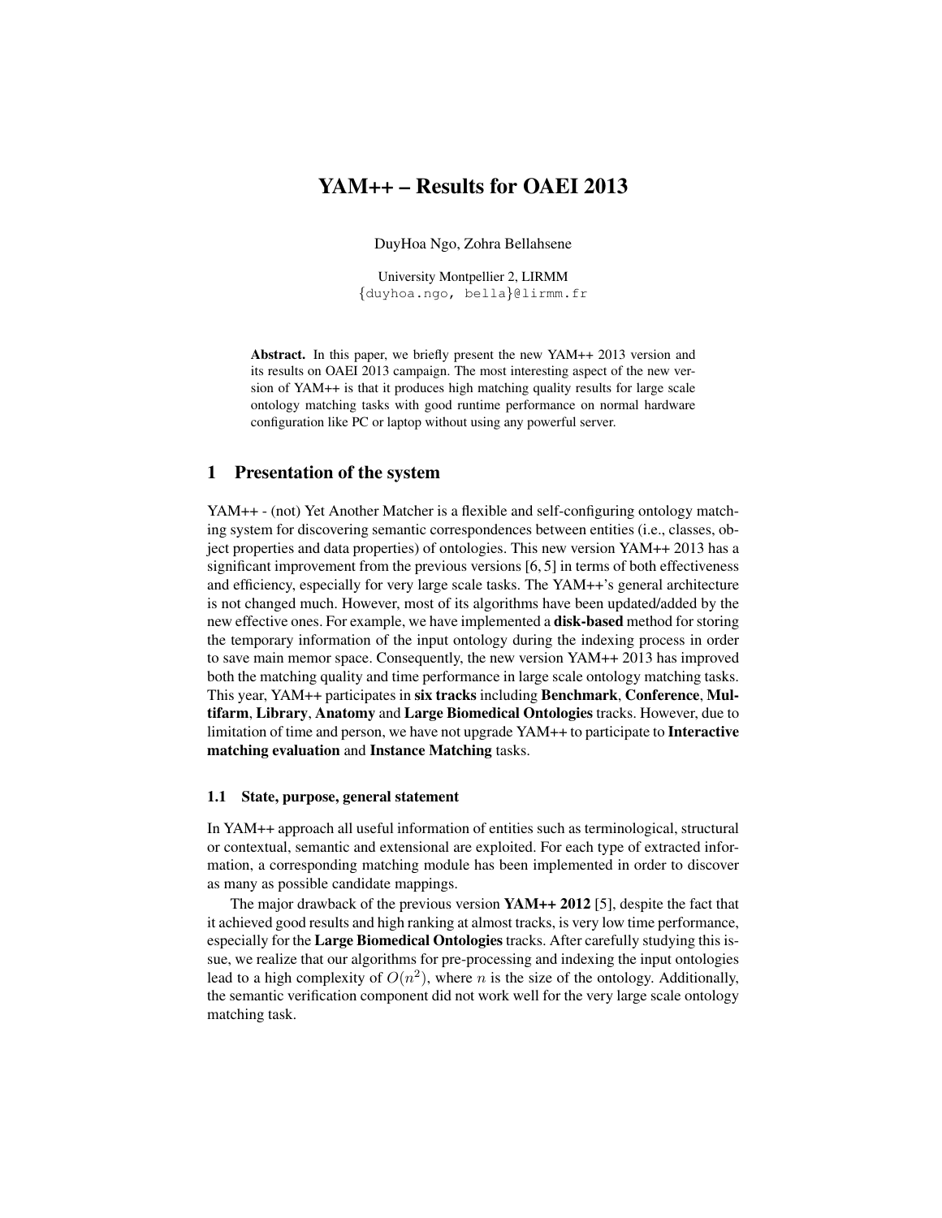# YAM++ – Results for OAEI 2013

DuyHoa Ngo, Zohra Bellahsene

University Montpellier 2, LIRMM
{duyhoa.ngo, bella}@lirmm.fr

**Abstract.** In this paper, we briefly present the new YAM++ 2013 version and its results on OAEI 2013 campaign. The most interesting aspect of the new version of YAM++ is that it produces high matching quality results for large scale ontology matching tasks with good runtime performance on normal hardware configuration like PC or laptop without using any powerful server.

## 1 Presentation of the system

YAM++ - (not) Yet Another Matcher is a flexible and self-configuring ontology matching system for discovering semantic correspondences between entities (i.e., classes, object properties and data properties) of ontologies. This new version YAM++ 2013 has a significant improvement from the previous versions [6, 5] in terms of both effectiveness and efficiency, especially for very large scale tasks. The YAM++'s general architecture is not changed much. However, most of its algorithms have been updated/added by the new effective ones. For example, we have implemented a **disk-based** method for storing the temporary information of the input ontology during the indexing process in order to save main memor space. Consequently, the new version YAM++ 2013 has improved both the matching quality and time performance in large scale ontology matching tasks. This year, YAM++ participates in **six tracks** including **Benchmark**, **Conference**, **Multifarm**, **Library**, **Anatomy** and **Large Biomedical Ontologies** tracks. However, due to limitation of time and person, we have not upgrade YAM++ to participate to **Interactive matching evaluation** and **Instance Matching** tasks.

### 1.1 State, purpose, general statement

In YAM++ approach all useful information of entities such as terminological, structural or contextual, semantic and extensional are exploited. For each type of extracted information, a corresponding matching module has been implemented in order to discover as many as possible candidate mappings.

The major drawback of the previous version **YAM++ 2012** [5], despite the fact that it achieved good results and high ranking at almost tracks, is very low time performance, especially for the **Large Biomedical Ontologies** tracks. After carefully studying this issue, we realize that our algorithms for pre-processing and indexing the input ontologies lead to a high complexity of $O(n^2)$, where $n$ is the size of the ontology. Additionally, the semantic verification component did not work well for the very large scale ontology matching task.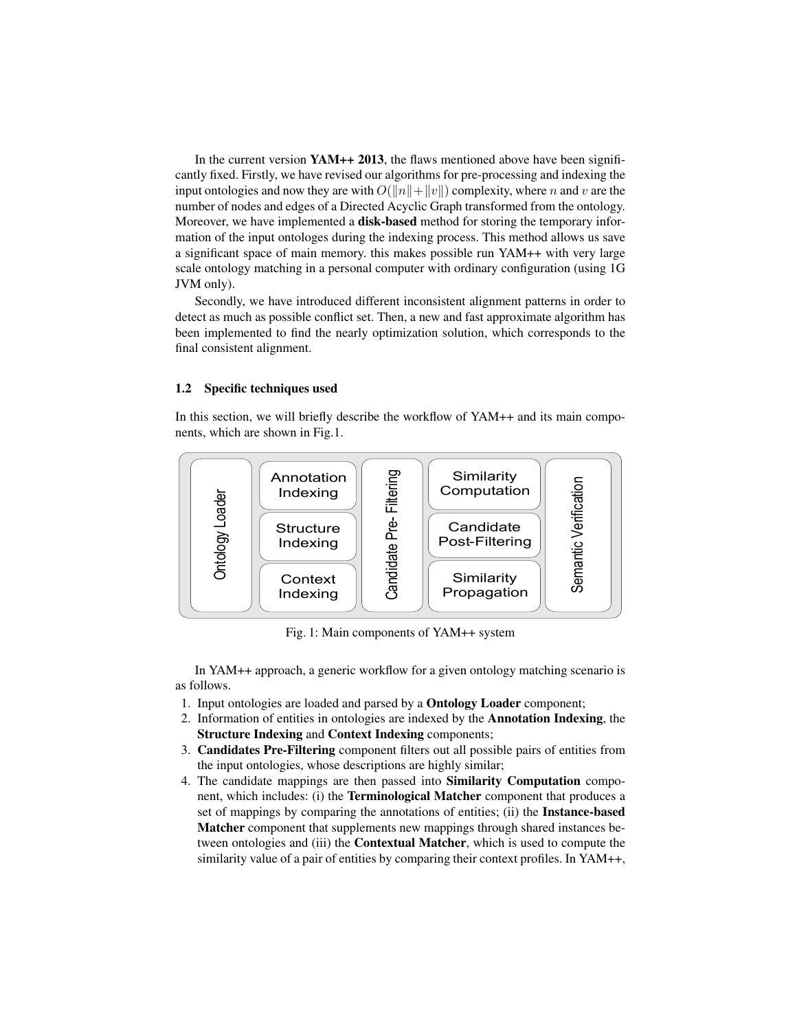In the current version **YAM++ 2013**, the flaws mentioned above have been significantly fixed. Firstly, we have revised our algorithms for pre-processing and indexing the input ontologies and now they are with $O(\|n\|+\|v\|)$ complexity, where $n$ and $v$ are the number of nodes and edges of a Directed Acyclic Graph transformed from the ontology. Moreover, we have implemented a **disk-based** method for storing the temporary information of the input ontologes during the indexing process. This method allows us save a significant space of main memory. this makes possible run YAM++ with very large scale ontology matching in a personal computer with ordinary configuration (using 1G JVM only).

Secondly, we have introduced different inconsistent alignment patterns in order to detect as much as possible conflict set. Then, a new and fast approximate algorithm has been implemented to find the nearly optimization solution, which corresponds to the final consistent alignment.

### 1.2 Specific techniques used

In this section, we will briefly describe the workflow of YAM++ and its main components, which are shown in Fig.1.

| Ontology Loader | Annotation Indexing | Candidate Pre- Filtering | Similarity Computation | Semantic Verification |
|---|---|---|---|---|
| | Structure Indexing | | Candidate Post-Filtering | |
| | Context Indexing | | Similarity Propagation | |

Fig. 1: Main components of YAM++ system

In YAM++ approach, a generic workflow for a given ontology matching scenario is as follows.

1. Input ontologies are loaded and parsed by a **Ontology Loader** component;
2. Information of entities in ontologies are indexed by the **Annotation Indexing**, the **Structure Indexing** and **Context Indexing** components;
3. **Candidates Pre-Filtering** component filters out all possible pairs of entities from the input ontologies, whose descriptions are highly similar;
4. The candidate mappings are then passed into **Similarity Computation** component, which includes: (i) the **Terminological Matcher** component that produces a set of mappings by comparing the annotations of entities; (ii) the **Instance-based Matcher** component that supplements new mappings through shared instances between ontologies and (iii) the **Contextual Matcher**, which is used to compute the similarity value of a pair of entities by comparing their context profiles. In YAM++,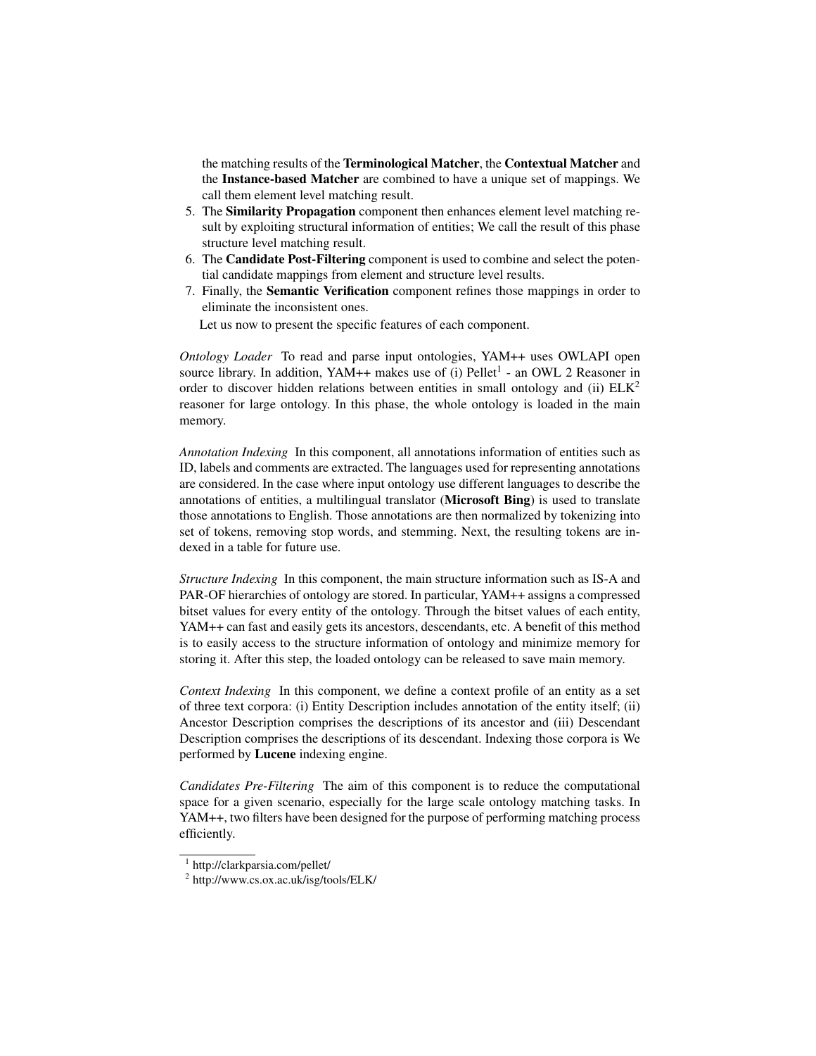the matching results of the **Terminological Matcher**, the **Contextual Matcher** and the **Instance-based Matcher** are combined to have a unique set of mappings. We call them element level matching result.

5. The **Similarity Propagation** component then enhances element level matching result by exploiting structural information of entities; We call the result of this phase structure level matching result.
6. The **Candidate Post-Filtering** component is used to combine and select the potential candidate mappings from element and structure level results.
7. Finally, the **Semantic Verification** component refines those mappings in order to eliminate the inconsistent ones.

Let us now to present the specific features of each component.

*Ontology Loader* To read and parse input ontologies, YAM++ uses OWLAPI open source library. In addition, YAM++ makes use of (i) Pellet[1] - an OWL 2 Reasoner in order to discover hidden relations between entities in small ontology and (ii) ELK[2] reasoner for large ontology. In this phase, the whole ontology is loaded in the main memory.

*Annotation Indexing* In this component, all annotations information of entities such as ID, labels and comments are extracted. The languages used for representing annotations are considered. In the case where input ontology use different languages to describe the annotations of entities, a multilingual translator (**Microsoft Bing**) is used to translate those annotations to English. Those annotations are then normalized by tokenizing into set of tokens, removing stop words, and stemming. Next, the resulting tokens are indexed in a table for future use.

*Structure Indexing* In this component, the main structure information such as IS-A and PAR-OF hierarchies of ontology are stored. In particular, YAM++ assigns a compressed bitset values for every entity of the ontology. Through the bitset values of each entity, YAM++ can fast and easily gets its ancestors, descendants, etc. A benefit of this method is to easily access to the structure information of ontology and minimize memory for storing it. After this step, the loaded ontology can be released to save main memory.

*Context Indexing* In this component, we define a context profile of an entity as a set of three text corpora: (i) Entity Description includes annotation of the entity itself; (ii) Ancestor Description comprises the descriptions of its ancestor and (iii) Descendant Description comprises the descriptions of its descendant. Indexing those corpora is We performed by **Lucene** indexing engine.

*Candidates Pre-Filtering* The aim of this component is to reduce the computational space for a given scenario, especially for the large scale ontology matching tasks. In YAM++, two filters have been designed for the purpose of performing matching process efficiently.

[1] http://clarkparsia.com/pellet/

[2] http://www.cs.ox.ac.uk/isg/tools/ELK/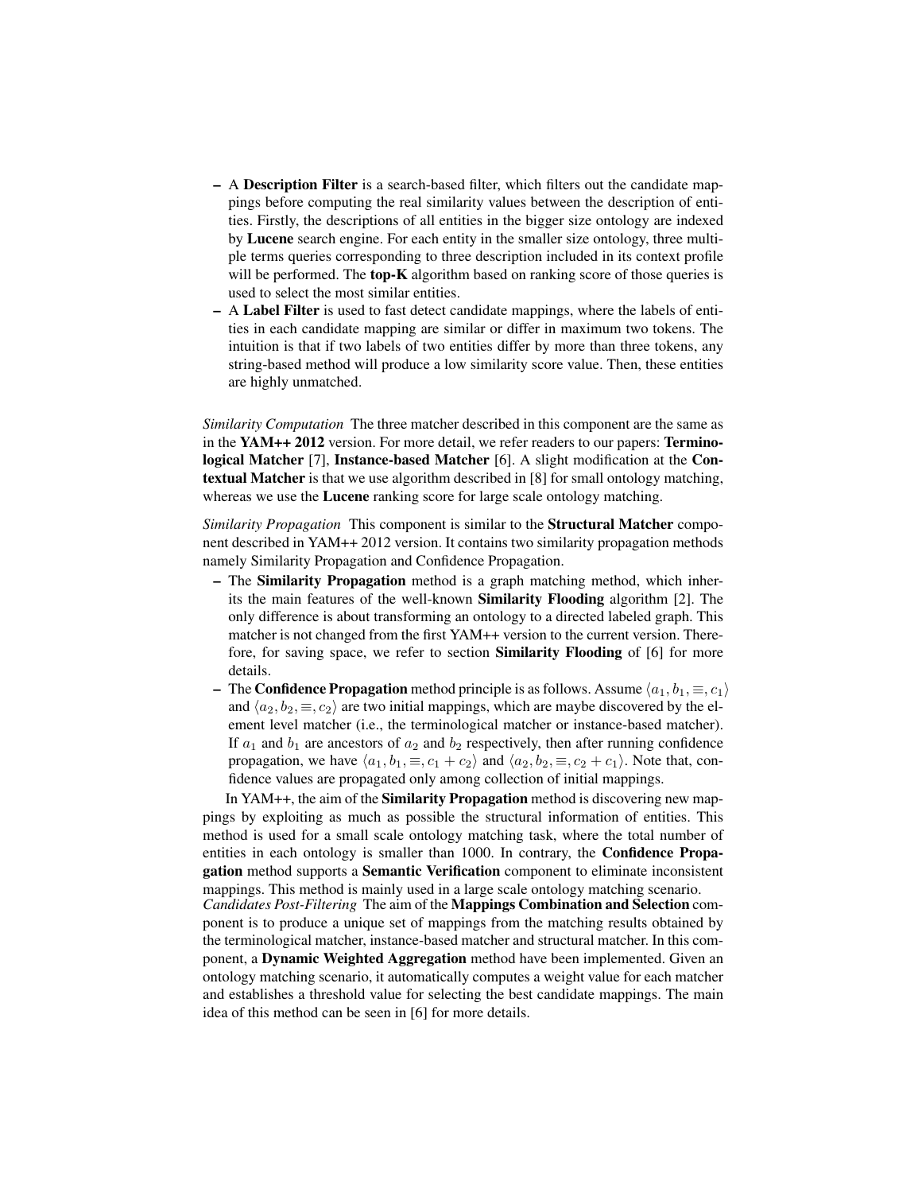- A **Description Filter** is a search-based filter, which filters out the candidate mappings before computing the real similarity values between the description of entities. Firstly, the descriptions of all entities in the bigger size ontology are indexed by **Lucene** search engine. For each entity in the smaller size ontology, three multiple terms queries corresponding to three description included in its context profile will be performed. The **top-K** algorithm based on ranking score of those queries is used to select the most similar entities.
- A **Label Filter** is used to fast detect candidate mappings, where the labels of entities in each candidate mapping are similar or differ in maximum two tokens. The intuition is that if two labels of two entities differ by more than three tokens, any string-based method will produce a low similarity score value. Then, these entities are highly unmatched.

*Similarity Computation* The three matcher described in this component are the same as in the **YAM++ 2012** version. For more detail, we refer readers to our papers: **Terminological Matcher** [7], **Instance-based Matcher** [6]. A slight modification at the **Contextual Matcher** is that we use algorithm described in [8] for small ontology matching, whereas we use the **Lucene** ranking score for large scale ontology matching.

*Similarity Propagation* This component is similar to the **Structural Matcher** component described in YAM++ 2012 version. It contains two similarity propagation methods namely Similarity Propagation and Confidence Propagation.

- The **Similarity Propagation** method is a graph matching method, which inherits the main features of the well-known **Similarity Flooding** algorithm [2]. The only difference is about transforming an ontology to a directed labeled graph. This matcher is not changed from the first YAM++ version to the current version. Therefore, for saving space, we refer to section **Similarity Flooding** of [6] for more details.
- The **Confidence Propagation** method principle is as follows. Assume $\langle a_1, b_1, \equiv, c_1 \rangle$ and $\langle a_2, b_2, \equiv, c_2 \rangle$ are two initial mappings, which are maybe discovered by the element level matcher (i.e., the terminological matcher or instance-based matcher). If $a_1$ and $b_1$ are ancestors of $a_2$ and $b_2$ respectively, then after running confidence propagation, we have $\langle a_1, b_1, \equiv, c_1 + c_2 \rangle$ and $\langle a_2, b_2, \equiv, c_2 + c_1 \rangle$. Note that, confidence values are propagated only among collection of initial mappings.

In YAM++, the aim of the **Similarity Propagation** method is discovering new mappings by exploiting as much as possible the structural information of entities. This method is used for a small scale ontology matching task, where the total number of entities in each ontology is smaller than 1000. In contrary, the **Confidence Propagation** method supports a **Semantic Verification** component to eliminate inconsistent mappings. This method is mainly used in a large scale ontology matching scenario.

*Candidates Post-Filtering* The aim of the **Mappings Combination and Selection** component is to produce a unique set of mappings from the matching results obtained by the terminological matcher, instance-based matcher and structural matcher. In this component, a **Dynamic Weighted Aggregation** method have been implemented. Given an ontology matching scenario, it automatically computes a weight value for each matcher and establishes a threshold value for selecting the best candidate mappings. The main idea of this method can be seen in [6] for more details.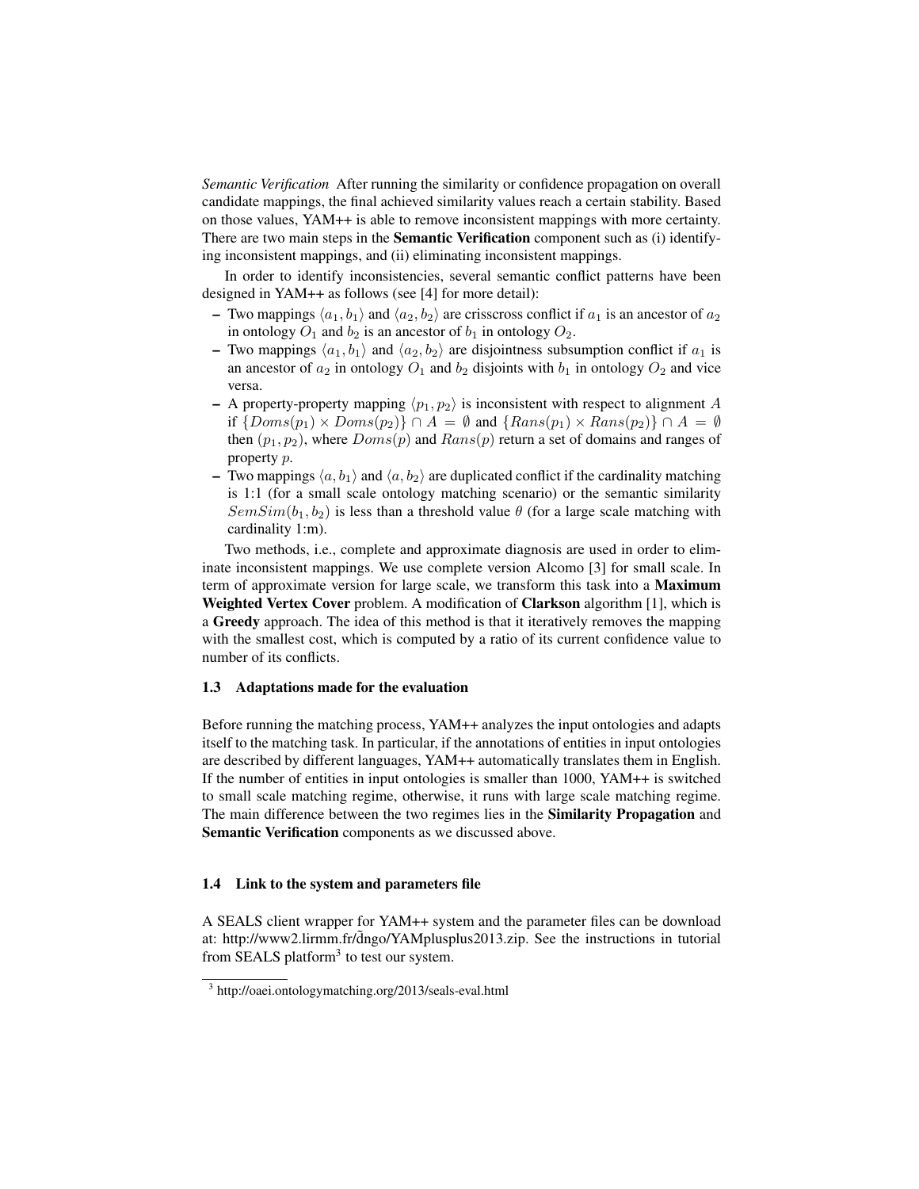*Semantic Verification* After running the similarity or confidence propagation on overall candidate mappings, the final achieved similarity values reach a certain stability. Based on those values, YAM++ is able to remove inconsistent mappings with more certainty. There are two main steps in the **Semantic Verification** component such as (i) identifying inconsistent mappings, and (ii) eliminating inconsistent mappings.

In order to identify inconsistencies, several semantic conflict patterns have been designed in YAM++ as follows (see [4] for more detail):

- Two mappings $\langle a_1, b_1 \rangle$ and $\langle a_2, b_2 \rangle$ are crisscross conflict if $a_1$ is an ancestor of $a_2$ in ontology $O_1$ and $b_2$ is an ancestor of $b_1$ in ontology $O_2$.
- Two mappings $\langle a_1, b_1 \rangle$ and $\langle a_2, b_2 \rangle$ are disjointness subsumption conflict if $a_1$ is an ancestor of $a_2$ in ontology $O_1$ and $b_2$ disjoints with $b_1$ in ontology $O_2$ and vice versa.
- A property-property mapping $\langle p_1, p_2 \rangle$ is inconsistent with respect to alignment $A$ if $\{Doms(p_1) \times Doms(p_2)\} \cap A = \emptyset$ and $\{Rans(p_1) \times Rans(p_2)\} \cap A = \emptyset$ then $(p_1, p_2)$, where $Doms(p)$ and $Rans(p)$ return a set of domains and ranges of property $p$.
- Two mappings $\langle a, b_1 \rangle$ and $\langle a, b_2 \rangle$ are duplicated conflict if the cardinality matching is 1:1 (for a small scale ontology matching scenario) or the semantic similarity $SemSim(b_1, b_2)$ is less than a threshold value $\theta$ (for a large scale matching with cardinality 1:m).

Two methods, i.e., complete and approximate diagnosis are used in order to eliminate inconsistent mappings. We use complete version Alcomo [3] for small scale. In term of approximate version for large scale, we transform this task into a **Maximum Weighted Vertex Cover** problem. A modification of **Clarkson** algorithm [1], which is a **Greedy** approach. The idea of this method is that it iteratively removes the mapping with the smallest cost, which is computed by a ratio of its current confidence value to number of its conflicts.

### 1.3 Adaptations made for the evaluation

Before running the matching process, YAM++ analyzes the input ontologies and adapts itself to the matching task. In particular, if the annotations of entities in input ontologies are described by different languages, YAM++ automatically translates them in English. If the number of entities in input ontologies is smaller than 1000, YAM++ is switched to small scale matching regime, otherwise, it runs with large scale matching regime. The main difference between the two regimes lies in the **Similarity Propagation** and **Semantic Verification** components as we discussed above.

### 1.4 Link to the system and parameters file

A SEALS client wrapper for YAM++ system and the parameter files can be download at: http://www2.lirmm.fr/~dngo/YAMplusplus2013.zip. See the instructions in tutorial from SEALS platform[3] to test our system.

[3] http://oaei.ontologymatching.org/2013/seals-eval.html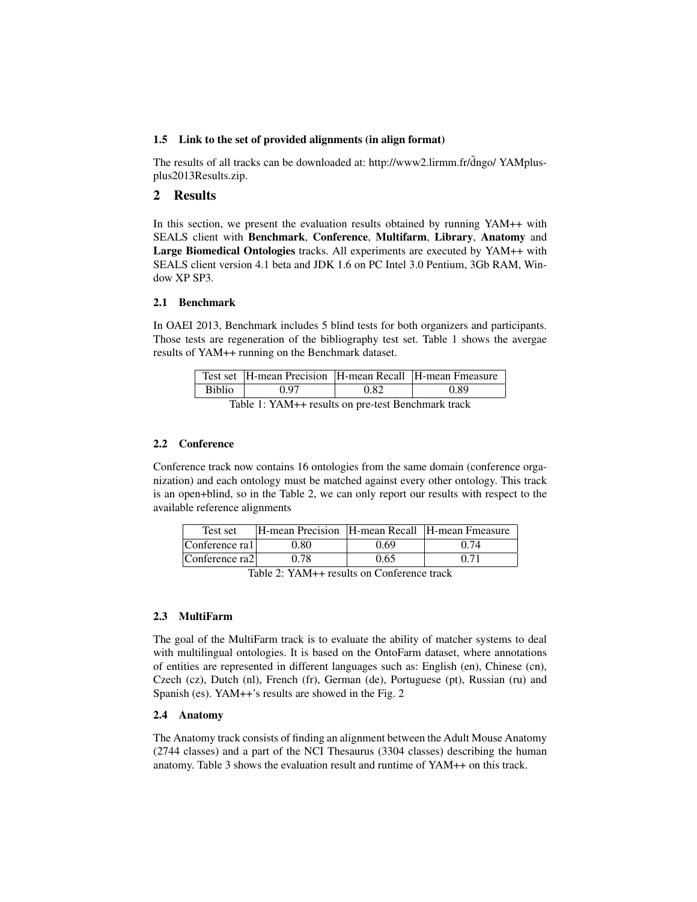### 1.5 Link to the set of provided alignments (in align format)

The results of all tracks can be downloaded at: http://www2.lirmm.fr/d̃ngo/ YAMplusplus2013Results.zip.

## 2 Results

In this section, we present the evaluation results obtained by running YAM++ with SEALS client with **Benchmark**, **Conference**, **Multifarm**, **Library**, **Anatomy** and **Large Biomedical Ontologies** tracks. All experiments are executed by YAM++ with SEALS client version 4.1 beta and JDK 1.6 on PC Intel 3.0 Pentium, 3Gb RAM, Window XP SP3.

### 2.1 Benchmark

In OAEI 2013, Benchmark includes 5 blind tests for both organizers and participants. Those tests are regeneration of the bibliography test set. Table 1 shows the avergae results of YAM++ running on the Benchmark dataset.

| Test set | H-mean Precision | H-mean Recall | H-mean Fmeasure |
|---|---|---|---|
| Biblio | 0.97 | 0.82 | 0.89 |

Table 1: YAM++ results on pre-test Benchmark track

### 2.2 Conference

Conference track now contains 16 ontologies from the same domain (conference organization) and each ontology must be matched against every other ontology. This track is an open+blind, so in the Table 2, we can only report our results with respect to the available reference alignments

| Test set | H-mean Precision | H-mean Recall | H-mean Fmeasure |
|---|---|---|---|
| Conference ra1 | 0.80 | 0.69 | 0.74 |
| Conference ra2 | 0.78 | 0.65 | 0.71 |

Table 2: YAM++ results on Conference track

### 2.3 MultiFarm

The goal of the MultiFarm track is to evaluate the ability of matcher systems to deal with multilingual ontologies. It is based on the OntoFarm dataset, where annotations of entities are represented in different languages such as: English (en), Chinese (cn), Czech (cz), Dutch (nl), French (fr), German (de), Portuguese (pt), Russian (ru) and Spanish (es). YAM++'s results are showed in the Fig. 2

### 2.4 Anatomy

The Anatomy track consists of finding an alignment between the Adult Mouse Anatomy (2744 classes) and a part of the NCI Thesaurus (3304 classes) describing the human anatomy. Table 3 shows the evaluation result and runtime of YAM++ on this track.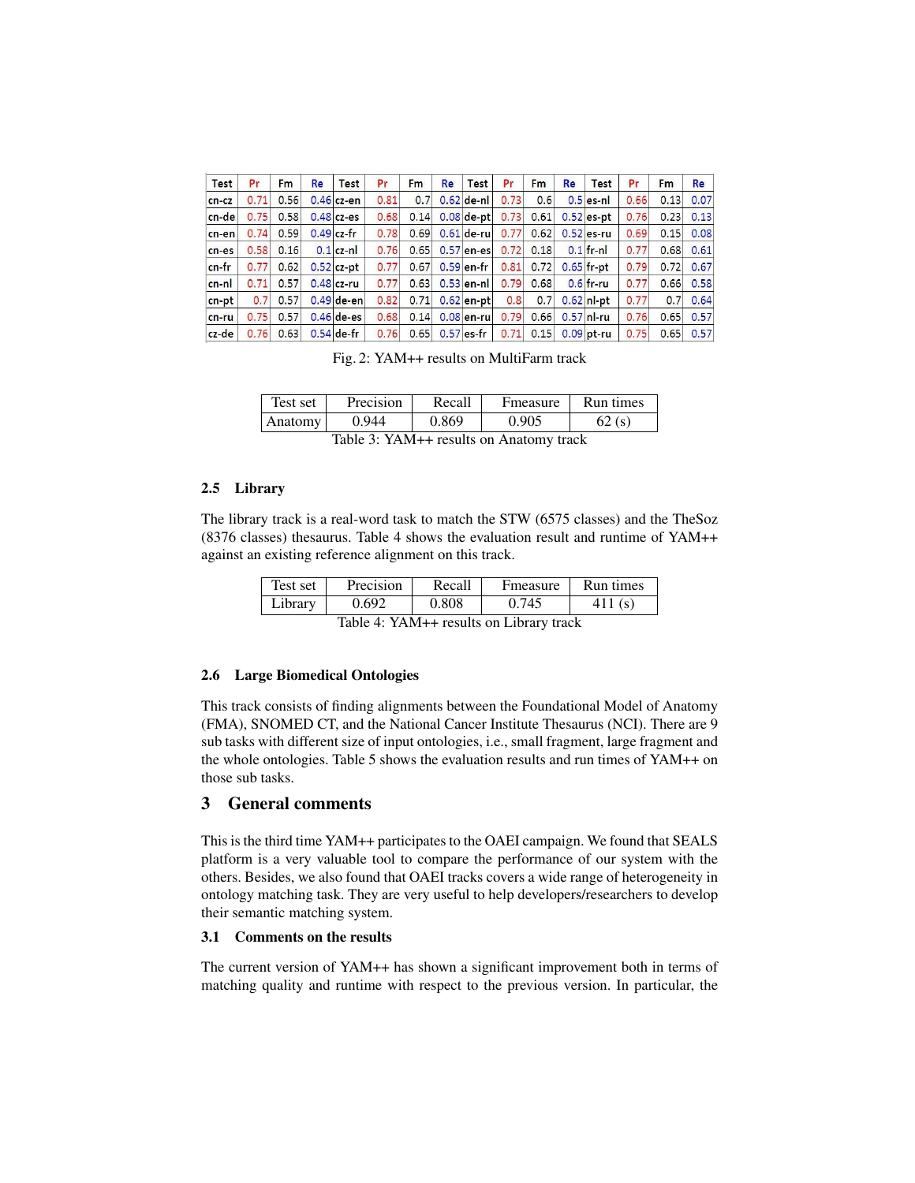| Test | Pr | Fm | Re | Test | Pr | Fm | Re | Test | Pr | Fm | Re | Test | Pr | Fm | Re |
|---|---|---|---|---|---|---|---|---|---|---|---|---|---|---|---|
| cn-cz | 0.71 | 0.56 | 0.46 | cz-en | 0.81 | 0.7 | 0.62 | de-nl | 0.73 | 0.6 | 0.5 | es-nl | 0.66 | 0.13 | 0.07 |
| cn-de | 0.75 | 0.58 | 0.48 | cz-es | 0.68 | 0.14 | 0.08 | de-pt | 0.73 | 0.61 | 0.52 | es-pt | 0.76 | 0.23 | 0.13 |
| cn-en | 0.74 | 0.59 | 0.49 | cz-fr | 0.78 | 0.69 | 0.61 | de-ru | 0.77 | 0.62 | 0.52 | es-ru | 0.69 | 0.15 | 0.08 |
| cn-es | 0.58 | 0.16 | 0.1 | cz-nl | 0.76 | 0.65 | 0.57 | en-es | 0.72 | 0.18 | 0.1 | fr-nl | 0.77 | 0.68 | 0.61 |
| cn-fr | 0.77 | 0.62 | 0.52 | cz-pt | 0.77 | 0.67 | 0.59 | en-fr | 0.81 | 0.72 | 0.65 | fr-pt | 0.79 | 0.72 | 0.67 |
| cn-nl | 0.71 | 0.57 | 0.48 | cz-ru | 0.77 | 0.63 | 0.53 | en-nl | 0.79 | 0.68 | 0.6 | fr-ru | 0.77 | 0.66 | 0.58 |
| cn-pt | 0.7 | 0.57 | 0.49 | de-en | 0.82 | 0.71 | 0.62 | en-pt | 0.8 | 0.7 | 0.62 | nl-pt | 0.77 | 0.7 | 0.64 |
| cn-ru | 0.75 | 0.57 | 0.46 | de-es | 0.68 | 0.14 | 0.08 | en-ru | 0.79 | 0.66 | 0.57 | nl-ru | 0.76 | 0.65 | 0.57 |
| cz-de | 0.76 | 0.63 | 0.54 | de-fr | 0.76 | 0.65 | 0.57 | es-fr | 0.71 | 0.15 | 0.09 | pt-ru | 0.75 | 0.65 | 0.57 |

Fig. 2: YAM++ results on MultiFarm track

| Test set | Precision | Recall | Fmeasure | Run times |
|---|---|---|---|---|
| Anatomy | 0.944 | 0.869 | 0.905 | 62 (s) |

Table 3: YAM++ results on Anatomy track

### 2.5 Library

The library track is a real-word task to match the STW (6575 classes) and the TheSoz (8376 classes) thesaurus. Table 4 shows the evaluation result and runtime of YAM++ against an existing reference alignment on this track.

| Test set | Precision | Recall | Fmeasure | Run times |
|---|---|---|---|---|
| Library | 0.692 | 0.808 | 0.745 | 411 (s) |

Table 4: YAM++ results on Library track

### 2.6 Large Biomedical Ontologies

This track consists of finding alignments between the Foundational Model of Anatomy (FMA), SNOMED CT, and the National Cancer Institute Thesaurus (NCI). There are 9 sub tasks with different size of input ontologies, i.e., small fragment, large fragment and the whole ontologies. Table 5 shows the evaluation results and run times of YAM++ on those sub tasks.

## 3 General comments

This is the third time YAM++ participates to the OAEI campaign. We found that SEALS platform is a very valuable tool to compare the performance of our system with the others. Besides, we also found that OAEI tracks covers a wide range of heterogeneity in ontology matching task. They are very useful to help developers/researchers to develop their semantic matching system.

### 3.1 Comments on the results

The current version of YAM++ has shown a significant improvement both in terms of matching quality and runtime with respect to the previous version. In particular, the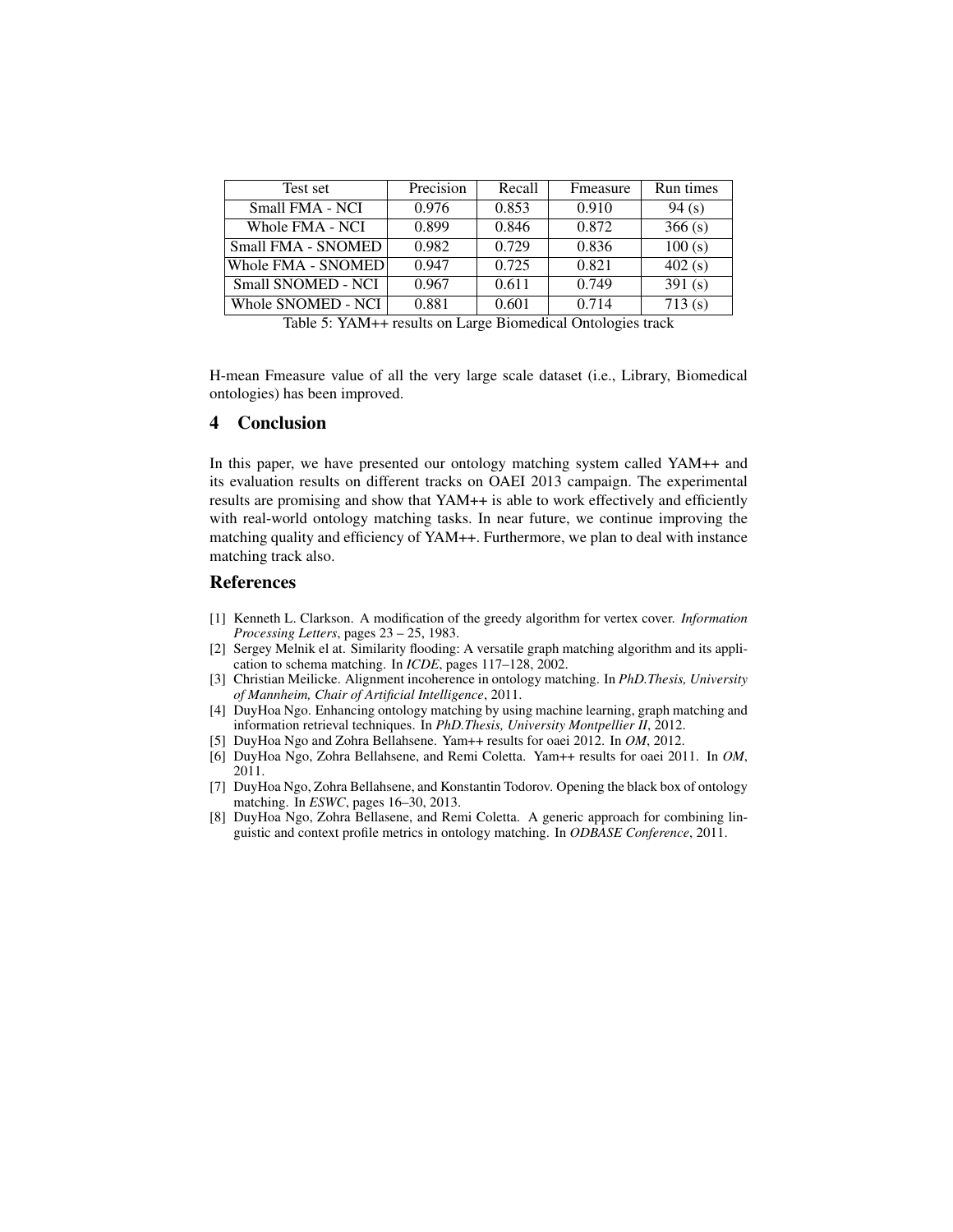| Test set | Precision | Recall | Fmeasure | Run times |
| --- | --- | --- | --- | --- |
| Small FMA - NCI | 0.976 | 0.853 | 0.910 | 94 (s) |
| Whole FMA - NCI | 0.899 | 0.846 | 0.872 | 366 (s) |
| Small FMA - SNOMED | 0.982 | 0.729 | 0.836 | 100 (s) |
| Whole FMA - SNOMED | 0.947 | 0.725 | 0.821 | 402 (s) |
| Small SNOMED - NCI | 0.967 | 0.611 | 0.749 | 391 (s) |
| Whole SNOMED - NCI | 0.881 | 0.601 | 0.714 | 713 (s) |

Table 5: YAM++ results on Large Biomedical Ontologies track

H-mean Fmeasure value of all the very large scale dataset (i.e., Library, Biomedical ontologies) has been improved.

## 4 Conclusion

In this paper, we have presented our ontology matching system called YAM++ and its evaluation results on different tracks on OAEI 2013 campaign. The experimental results are promising and show that YAM++ is able to work effectively and efficiently with real-world ontology matching tasks. In near future, we continue improving the matching quality and efficiency of YAM++. Furthermore, we plan to deal with instance matching track also.

## References

[1] Kenneth L. Clarkson. A modification of the greedy algorithm for vertex cover. *Information Processing Letters*, pages 23 – 25, 1983.

[2] Sergey Melnik el at. Similarity flooding: A versatile graph matching algorithm and its application to schema matching. In *ICDE*, pages 117–128, 2002.

[3] Christian Meilicke. Alignment incoherence in ontology matching. In *PhD.Thesis, University of Mannheim, Chair of Artificial Intelligence*, 2011.

[4] DuyHoa Ngo. Enhancing ontology matching by using machine learning, graph matching and information retrieval techniques. In *PhD.Thesis, University Montpellier II*, 2012.

[5] DuyHoa Ngo and Zohra Bellahsene. Yam++ results for oaei 2012. In *OM*, 2012.

[6] DuyHoa Ngo, Zohra Bellahsene, and Remi Coletta. Yam++ results for oaei 2011. In *OM*, 2011.

[7] DuyHoa Ngo, Zohra Bellahsene, and Konstantin Todorov. Opening the black box of ontology matching. In *ESWC*, pages 16–30, 2013.

[8] DuyHoa Ngo, Zohra Bellasene, and Remi Coletta. A generic approach for combining linguistic and context profile metrics in ontology matching. In *ODBASE Conference*, 2011.